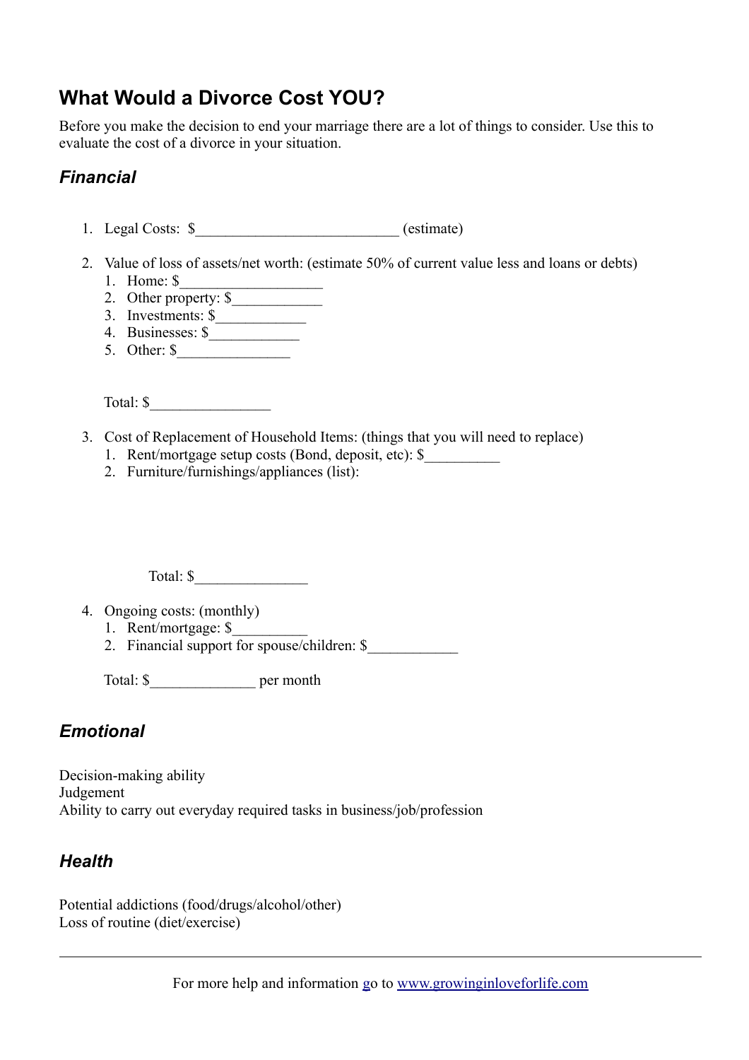## What Would a Divorce Cost YOU?

Before you make the decision to end your marriage there are a lot of things to consider. Use this to evaluate the cost of a divorce in your situation.

### *Financial*

1. Legal Costs: $___________________________ (estimate)

2. Value of loss of assets/net worth: (estimate 50% of current value less and loans or debts)
   1. Home: $___________________
   2. Other property: $____________
   3. Investments: $____________
   4. Businesses: $____________
   5. Other: $_______________

   Total: $________________

3. Cost of Replacement of Household Items: (things that you will need to replace)
   1. Rent/mortgage setup costs (Bond, deposit, etc): $__________
   2. Furniture/furnishings/appliances (list):

      Total: $_______________

4. Ongoing costs: (monthly)
   1. Rent/mortgage: $__________
   2. Financial support for spouse/children: $____________

   Total: $______________ per month

### *Emotional*

Decision-making ability
Judgement
Ability to carry out everyday required tasks in business/job/profession

### *Health*

Potential addictions (food/drugs/alcohol/other)
Loss of routine (diet/exercise)

For more help and information go to www.growinginloveforlife.com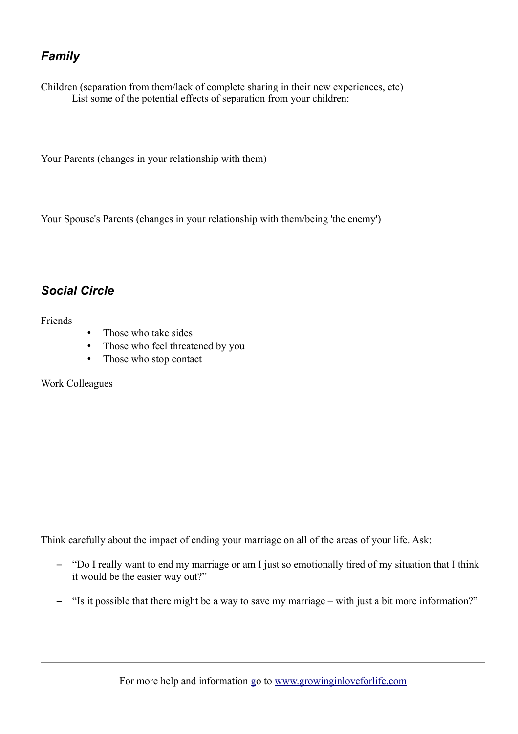## *Family*

Children (separation from them/lack of complete sharing in their new experiences, etc)

List some of the potential effects of separation from your children:

Your Parents (changes in your relationship with them)

Your Spouse's Parents (changes in your relationship with them/being 'the enemy')

## *Social Circle*

Friends

- Those who take sides
- Those who feel threatened by you
- Those who stop contact

Work Colleagues

Think carefully about the impact of ending your marriage on all of the areas of your life. Ask:

- "Do I really want to end my marriage or am I just so emotionally tired of my situation that I think it would be the easier way out?"
- "Is it possible that there might be a way to save my marriage – with just a bit more information?"

For more help and information go to [www.growinginloveforlife.com](www.growinginloveforlife.com)